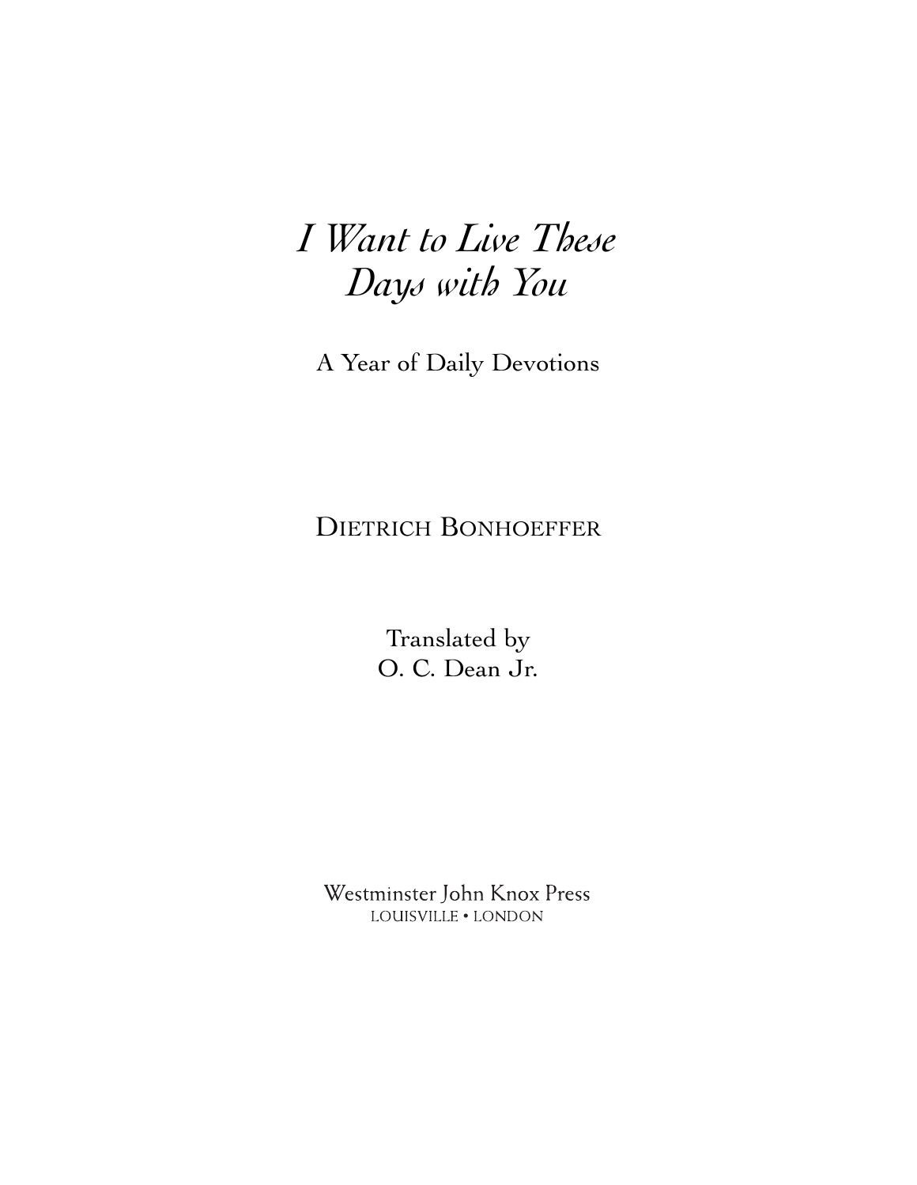# *I Want to Live These Days with You*

A Year of Daily Devotions

DIETRICH BONHOEFFER

Translated by
O. C. Dean Jr.

Westminster John Knox Press
LOUISVILLE • LONDON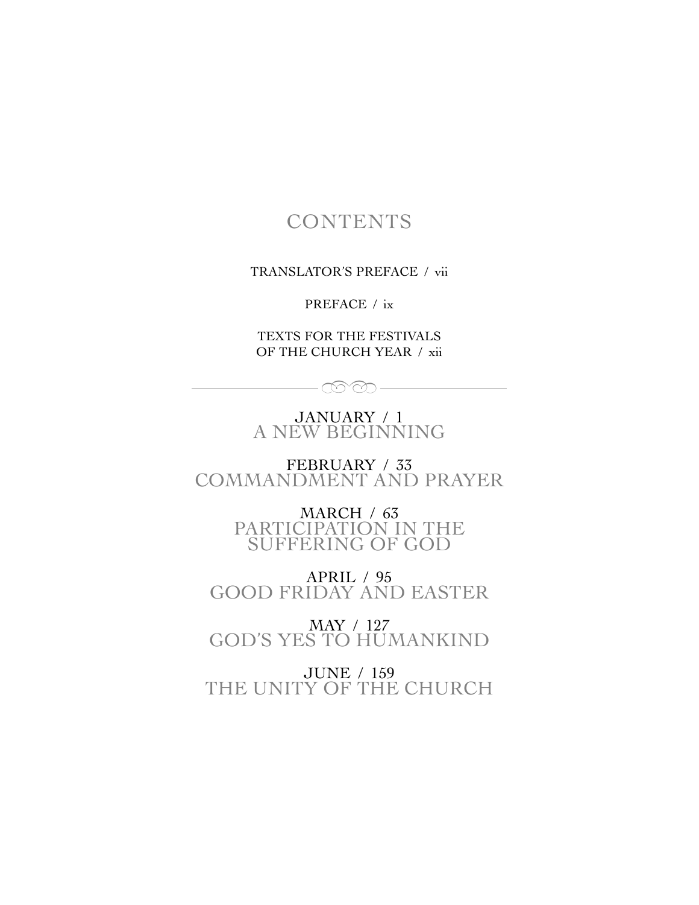# CONTENTS

TRANSLATOR'S PREFACE / vii

PREFACE / ix

TEXTS FOR THE FESTIVALS OF THE CHURCH YEAR / xii

---

JANUARY / 1
A NEW BEGINNING

FEBRUARY / 33
COMMANDMENT AND PRAYER

MARCH / 63
PARTICIPATION IN THE SUFFERING OF GOD

APRIL / 95
GOOD FRIDAY AND EASTER

MAY / 127
GOD'S YES TO HUMANKIND

JUNE / 159
THE UNITY OF THE CHURCH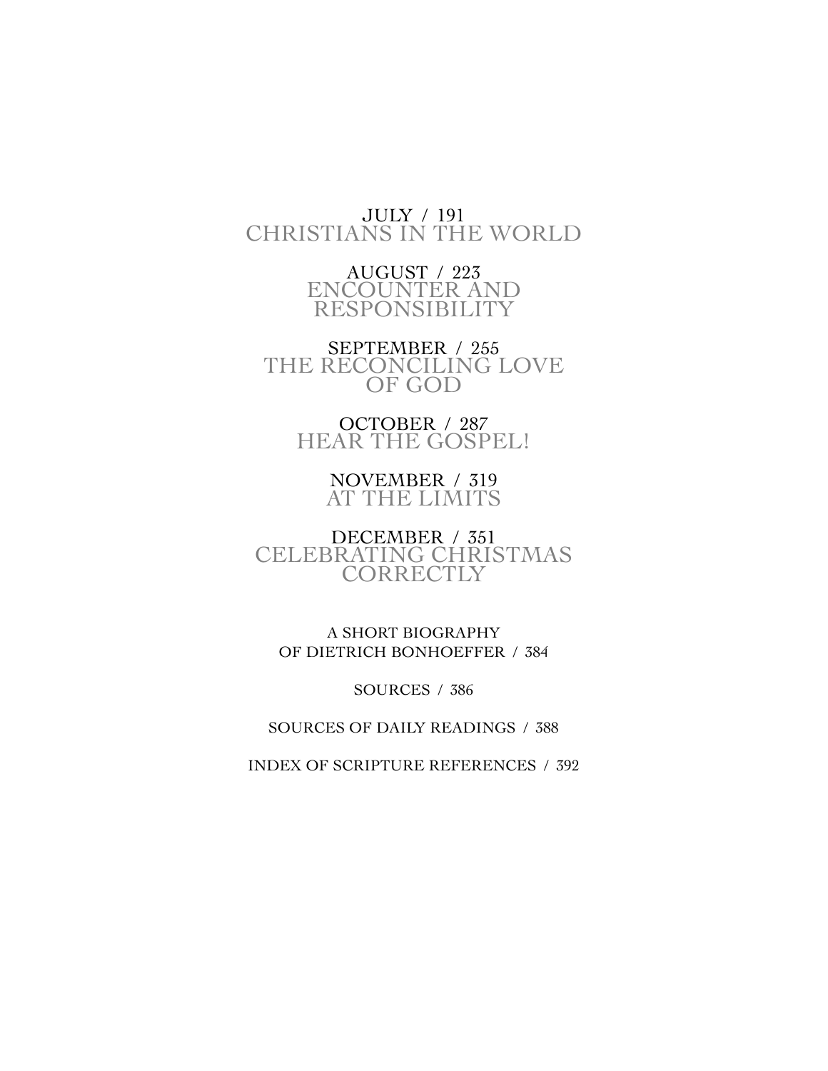JULY / 191
CHRISTIANS IN THE WORLD

AUGUST / 223
ENCOUNTER AND RESPONSIBILITY

SEPTEMBER / 255
THE RECONCILING LOVE OF GOD

OCTOBER / 287
HEAR THE GOSPEL!

NOVEMBER / 319
AT THE LIMITS

DECEMBER / 351
CELEBRATING CHRISTMAS CORRECTLY

A SHORT BIOGRAPHY OF DIETRICH BONHOEFFER / 384

SOURCES / 386

SOURCES OF DAILY READINGS / 388

INDEX OF SCRIPTURE REFERENCES / 392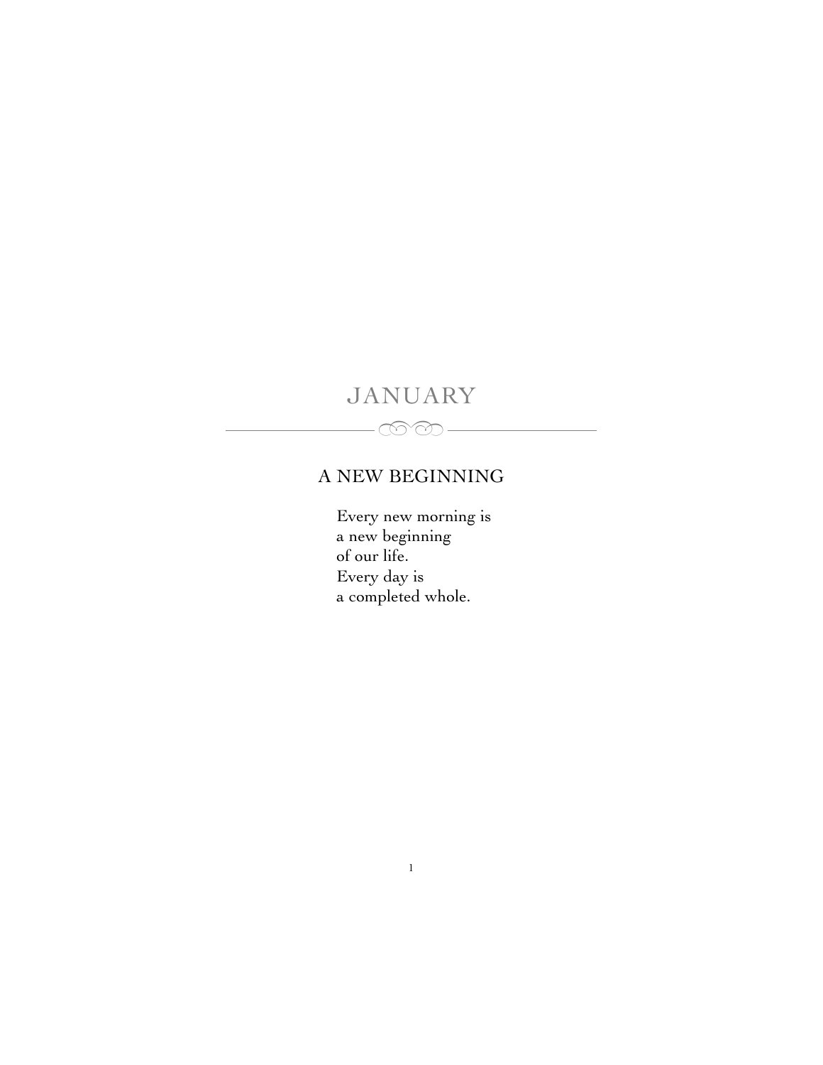# JANUARY

## A NEW BEGINNING

Every new morning is  
a new beginning  
of our life.  
Every day is  
a completed whole.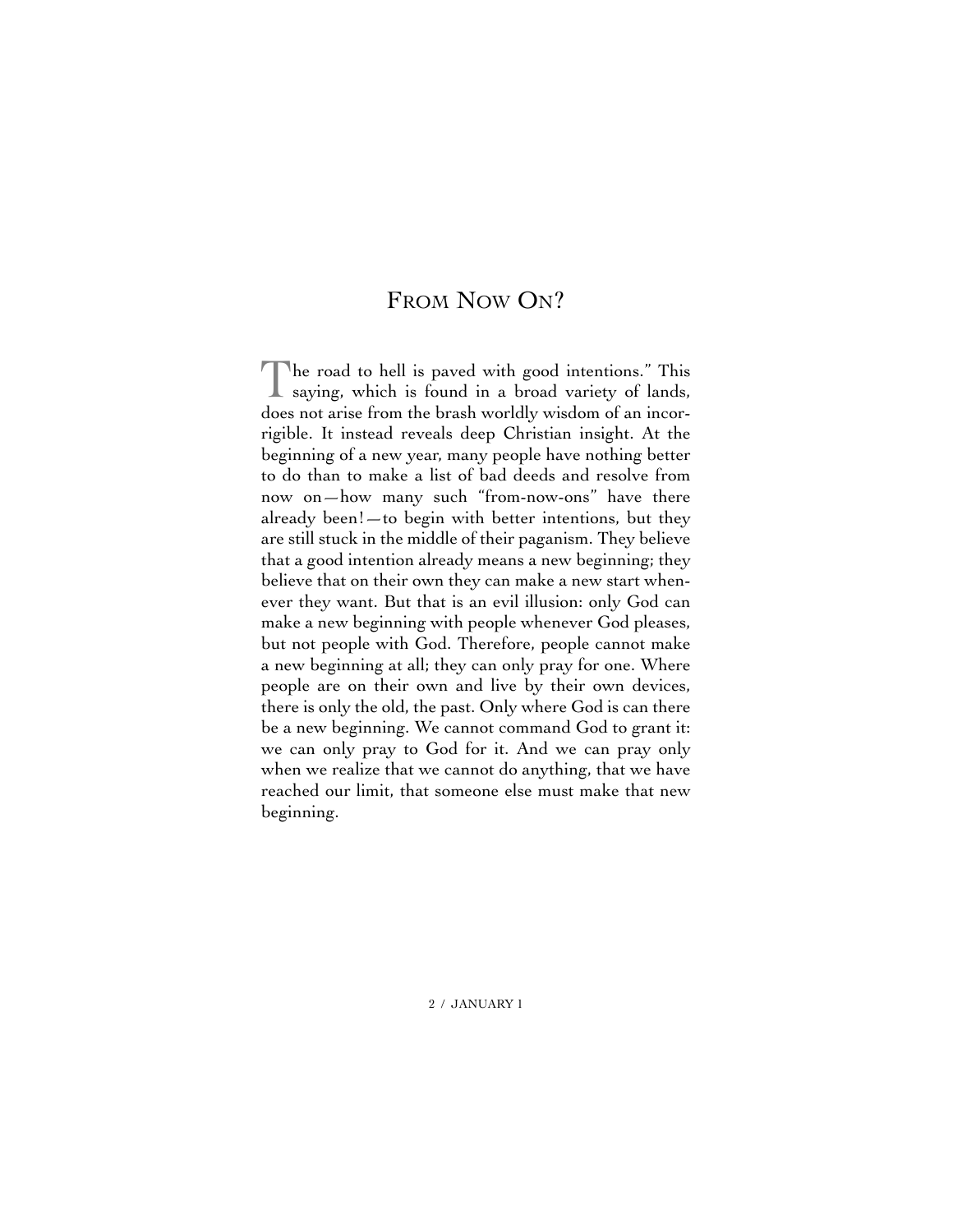# From Now On?

The road to hell is paved with good intentions." This saying, which is found in a broad variety of lands, does not arise from the brash worldly wisdom of an incorrigible. It instead reveals deep Christian insight. At the beginning of a new year, many people have nothing better to do than to make a list of bad deeds and resolve from now on—how many such "from-now-ons" have there already been!—to begin with better intentions, but they are still stuck in the middle of their paganism. They believe that a good intention already means a new beginning; they believe that on their own they can make a new start whenever they want. But that is an evil illusion: only God can make a new beginning with people whenever God pleases, but not people with God. Therefore, people cannot make a new beginning at all; they can only pray for one. Where people are on their own and live by their own devices, there is only the old, the past. Only where God is can there be a new beginning. We cannot command God to grant it: we can only pray to God for it. And we can pray only when we realize that we cannot do anything, that we have reached our limit, that someone else must make that new beginning.

JANUARY 1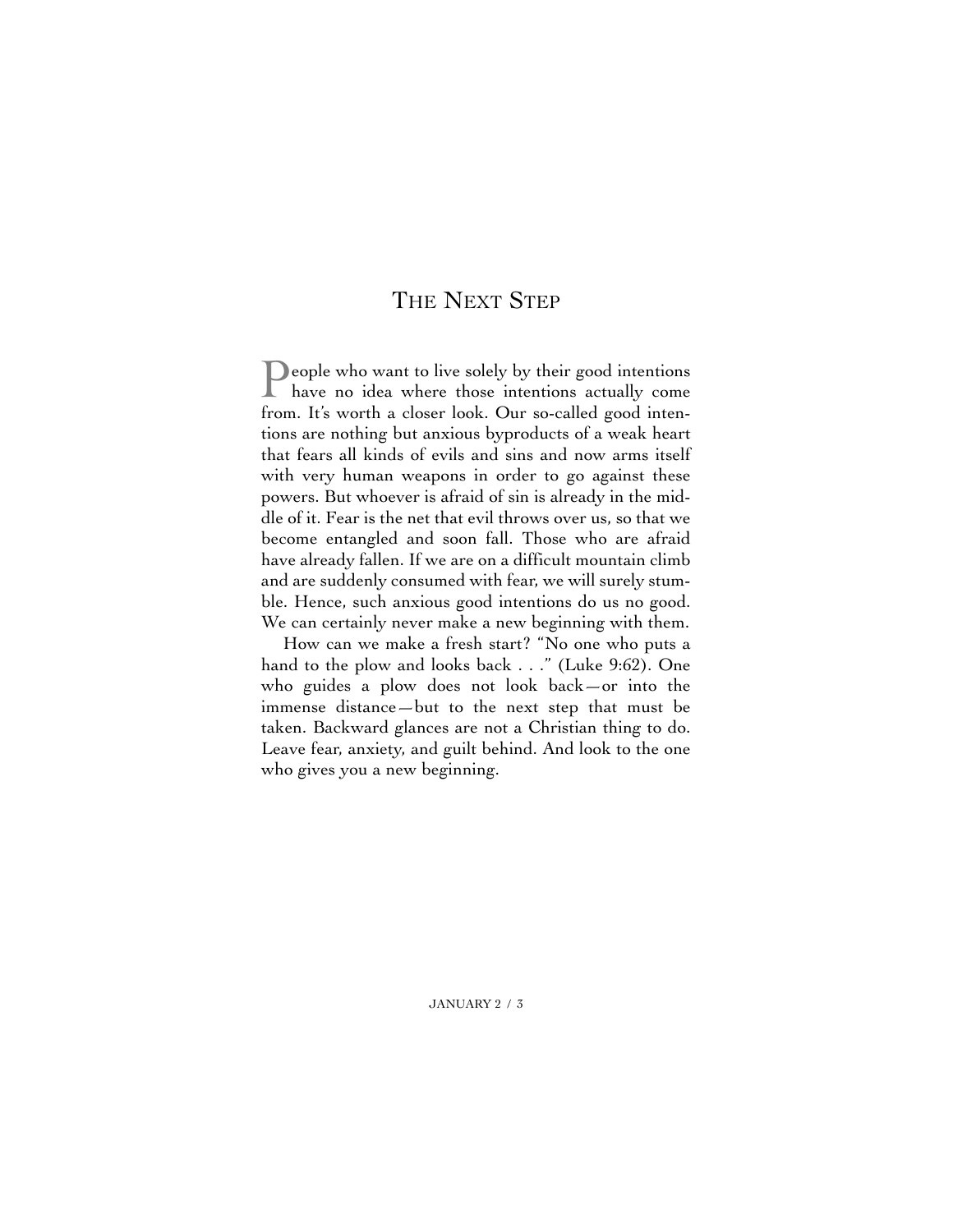# The Next Step

People who want to live solely by their good intentions have no idea where those intentions actually come from. It's worth a closer look. Our so-called good intentions are nothing but anxious byproducts of a weak heart that fears all kinds of evils and sins and now arms itself with very human weapons in order to go against these powers. But whoever is afraid of sin is already in the middle of it. Fear is the net that evil throws over us, so that we become entangled and soon fall. Those who are afraid have already fallen. If we are on a difficult mountain climb and are suddenly consumed with fear, we will surely stumble. Hence, such anxious good intentions do us no good. We can certainly never make a new beginning with them.

How can we make a fresh start? "No one who puts a hand to the plow and looks back . . ." (Luke 9:62). One who guides a plow does not look back—or into the immense distance—but to the next step that must be taken. Backward glances are not a Christian thing to do. Leave fear, anxiety, and guilt behind. And look to the one who gives you a new beginning.

JANUARY 2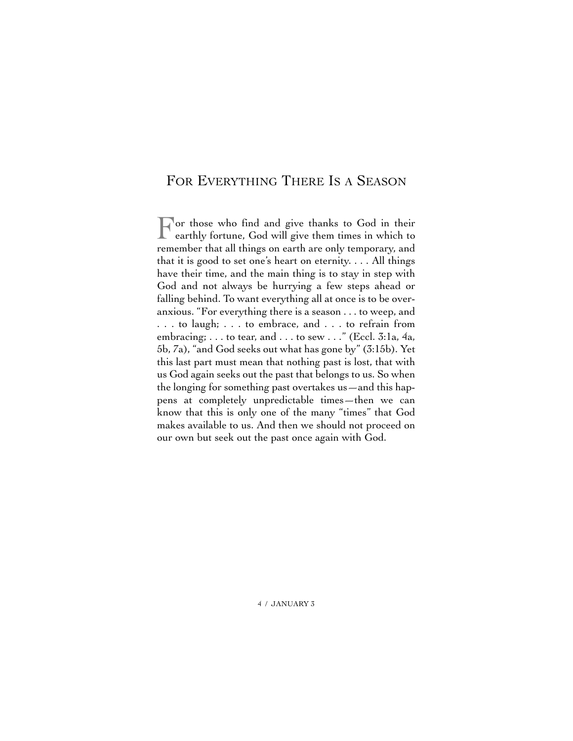# For Everything There Is a Season

For those who find and give thanks to God in their earthly fortune, God will give them times in which to remember that all things on earth are only temporary, and that it is good to set one's heart on eternity. . . . All things have their time, and the main thing is to stay in step with God and not always be hurrying a few steps ahead or falling behind. To want everything all at once is to be over-anxious. "For everything there is a season . . . to weep, and . . . to laugh; . . . to embrace, and . . . to refrain from embracing; . . . to tear, and . . . to sew . . ." (Eccl. 3:1a, 4a, 5b, 7a), "and God seeks out what has gone by" (3:15b). Yet this last part must mean that nothing past is lost, that with us God again seeks out the past that belongs to us. So when the longing for something past overtakes us—and this happens at completely unpredictable times—then we can know that this is only one of the many "times" that God makes available to us. And then we should not proceed on our own but seek out the past once again with God.

January 3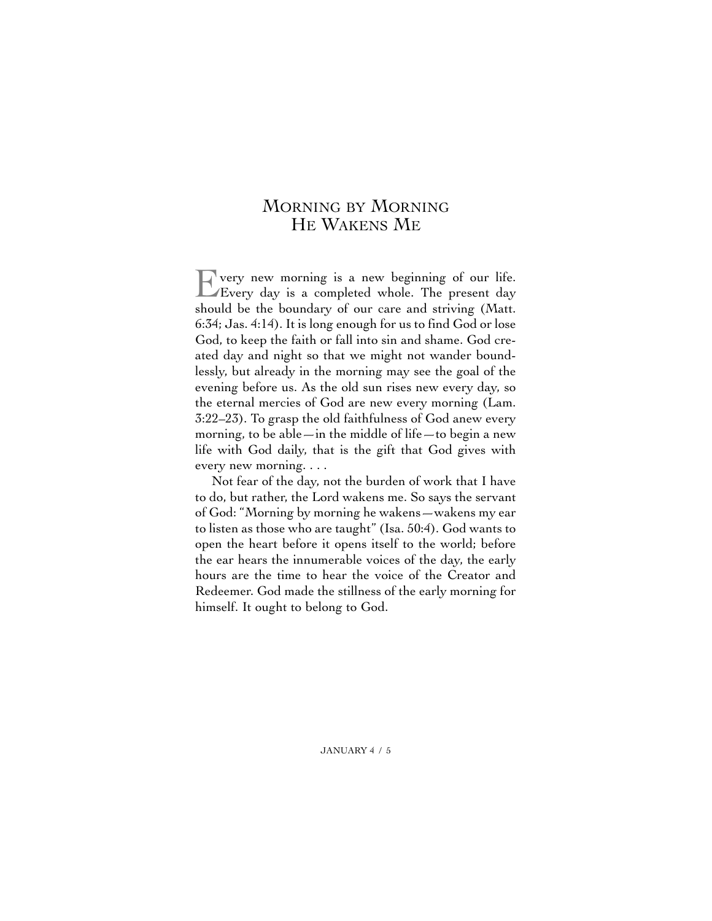# Morning by Morning He Wakens Me

Every new morning is a new beginning of our life. Every day is a completed whole. The present day should be the boundary of our care and striving (Matt. 6:34; Jas. 4:14). It is long enough for us to find God or lose God, to keep the faith or fall into sin and shame. God created day and night so that we might not wander boundlessly, but already in the morning may see the goal of the evening before us. As the old sun rises new every day, so the eternal mercies of God are new every morning (Lam. 3:22–23). To grasp the old faithfulness of God anew every morning, to be able—in the middle of life—to begin a new life with God daily, that is the gift that God gives with every new morning. . . .

Not fear of the day, not the burden of work that I have to do, but rather, the Lord wakens me. So says the servant of God: "Morning by morning he wakens—wakens my ear to listen as those who are taught" (Isa. 50:4). God wants to open the heart before it opens itself to the world; before the ear hears the innumerable voices of the day, the early hours are the time to hear the voice of the Creator and Redeemer. God made the stillness of the early morning for himself. It ought to belong to God.

JANUARY 4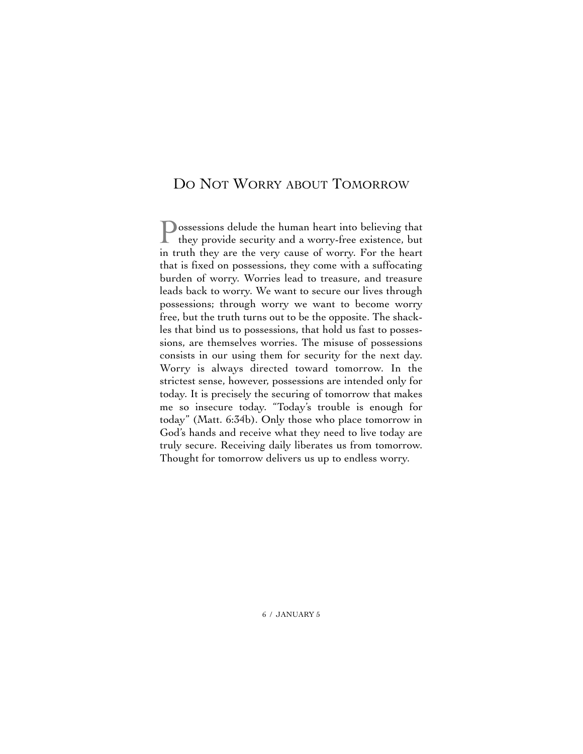# Do Not Worry about Tomorrow

Possessions delude the human heart into believing that they provide security and a worry-free existence, but in truth they are the very cause of worry. For the heart that is fixed on possessions, they come with a suffocating burden of worry. Worries lead to treasure, and treasure leads back to worry. We want to secure our lives through possessions; through worry we want to become worry free, but the truth turns out to be the opposite. The shackles that bind us to possessions, that hold us fast to possessions, are themselves worries. The misuse of possessions consists in our using them for security for the next day. Worry is always directed toward tomorrow. In the strictest sense, however, possessions are intended only for today. It is precisely the securing of tomorrow that makes me so insecure today. "Today's trouble is enough for today" (Matt. 6:34b). Only those who place tomorrow in God's hands and receive what they need to live today are truly secure. Receiving daily liberates us from tomorrow. Thought for tomorrow delivers us up to endless worry.

JANUARY 5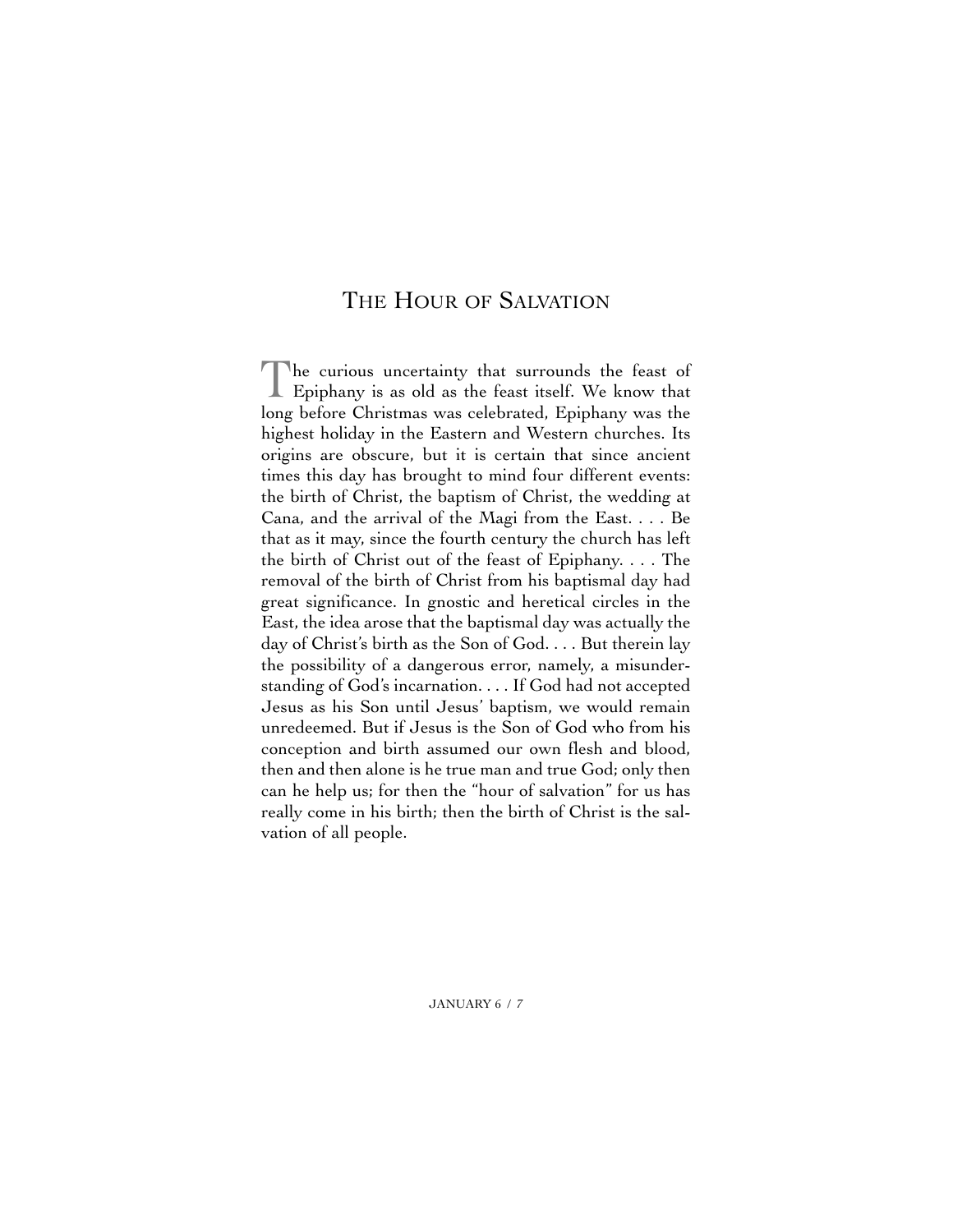# The Hour of Salvation

The curious uncertainty that surrounds the feast of Epiphany is as old as the feast itself. We know that long before Christmas was celebrated, Epiphany was the highest holiday in the Eastern and Western churches. Its origins are obscure, but it is certain that since ancient times this day has brought to mind four different events: the birth of Christ, the baptism of Christ, the wedding at Cana, and the arrival of the Magi from the East. . . . Be that as it may, since the fourth century the church has left the birth of Christ out of the feast of Epiphany. . . . The removal of the birth of Christ from his baptismal day had great significance. In gnostic and heretical circles in the East, the idea arose that the baptismal day was actually the day of Christ's birth as the Son of God. . . . But therein lay the possibility of a dangerous error, namely, a misunderstanding of God's incarnation. . . . If God had not accepted Jesus as his Son until Jesus' baptism, we would remain unredeemed. But if Jesus is the Son of God who from his conception and birth assumed our own flesh and blood, then and then alone is he true man and true God; only then can he help us; for then the "hour of salvation" for us has really come in his birth; then the birth of Christ is the salvation of all people.

JANUARY 6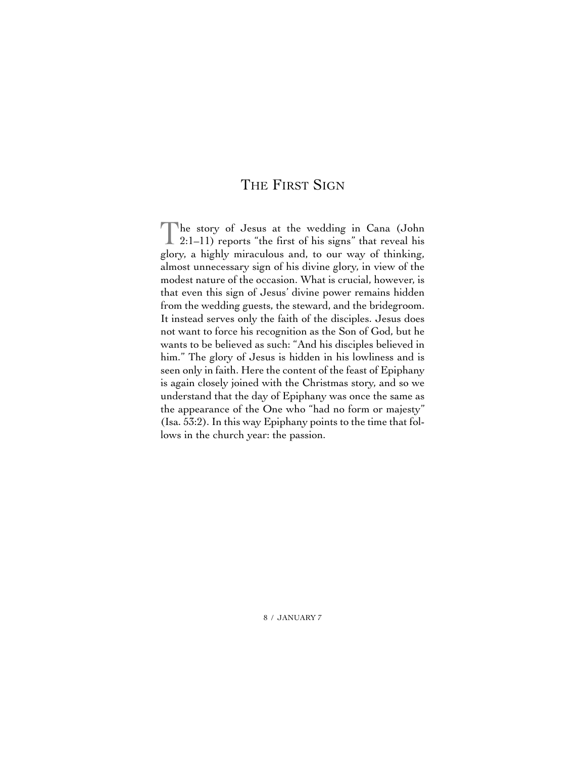# The First Sign

The story of Jesus at the wedding in Cana (John 2:1–11) reports "the first of his signs" that reveal his glory, a highly miraculous and, to our way of thinking, almost unnecessary sign of his divine glory, in view of the modest nature of the occasion. What is crucial, however, is that even this sign of Jesus' divine power remains hidden from the wedding guests, the steward, and the bridegroom. It instead serves only the faith of the disciples. Jesus does not want to force his recognition as the Son of God, but he wants to be believed as such: "And his disciples believed in him." The glory of Jesus is hidden in his lowliness and is seen only in faith. Here the content of the feast of Epiphany is again closely joined with the Christmas story, and so we understand that the day of Epiphany was once the same as the appearance of the One who "had no form or majesty" (Isa. 53:2). In this way Epiphany points to the time that follows in the church year: the passion.